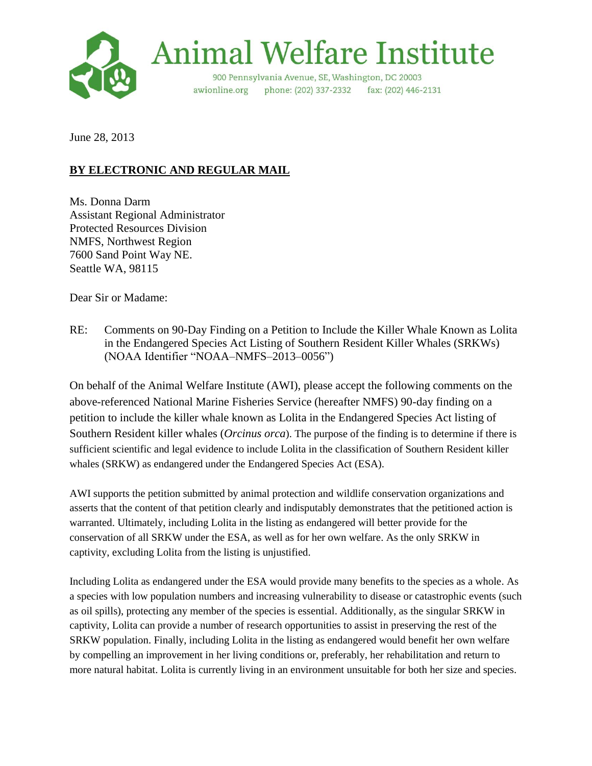# Animal Welfare Institute

900 Pennsylvania Avenue, SE, Washington, DC 20003
awionline.org phone: (202) 337-2332 fax: (202) 446-2131

June 28, 2013

**BY ELECTRONIC AND REGULAR MAIL**

Ms. Donna Darm
Assistant Regional Administrator
Protected Resources Division
NMFS, Northwest Region
7600 Sand Point Way NE.
Seattle WA, 98115

Dear Sir or Madame:

RE: Comments on 90-Day Finding on a Petition to Include the Killer Whale Known as Lolita in the Endangered Species Act Listing of Southern Resident Killer Whales (SRKWs) (NOAA Identifier "NOAA–NMFS–2013–0056")

On behalf of the Animal Welfare Institute (AWI), please accept the following comments on the above-referenced National Marine Fisheries Service (hereafter NMFS) 90-day finding on a petition to include the killer whale known as Lolita in the Endangered Species Act listing of Southern Resident killer whales (*Orcinus orca*). The purpose of the finding is to determine if there is sufficient scientific and legal evidence to include Lolita in the classification of Southern Resident killer whales (SRKW) as endangered under the Endangered Species Act (ESA).

AWI supports the petition submitted by animal protection and wildlife conservation organizations and asserts that the content of that petition clearly and indisputably demonstrates that the petitioned action is warranted. Ultimately, including Lolita in the listing as endangered will better provide for the conservation of all SRKW under the ESA, as well as for her own welfare. As the only SRKW in captivity, excluding Lolita from the listing is unjustified.

Including Lolita as endangered under the ESA would provide many benefits to the species as a whole. As a species with low population numbers and increasing vulnerability to disease or catastrophic events (such as oil spills), protecting any member of the species is essential. Additionally, as the singular SRKW in captivity, Lolita can provide a number of research opportunities to assist in preserving the rest of the SRKW population. Finally, including Lolita in the listing as endangered would benefit her own welfare by compelling an improvement in her living conditions or, preferably, her rehabilitation and return to more natural habitat. Lolita is currently living in an environment unsuitable for both her size and species.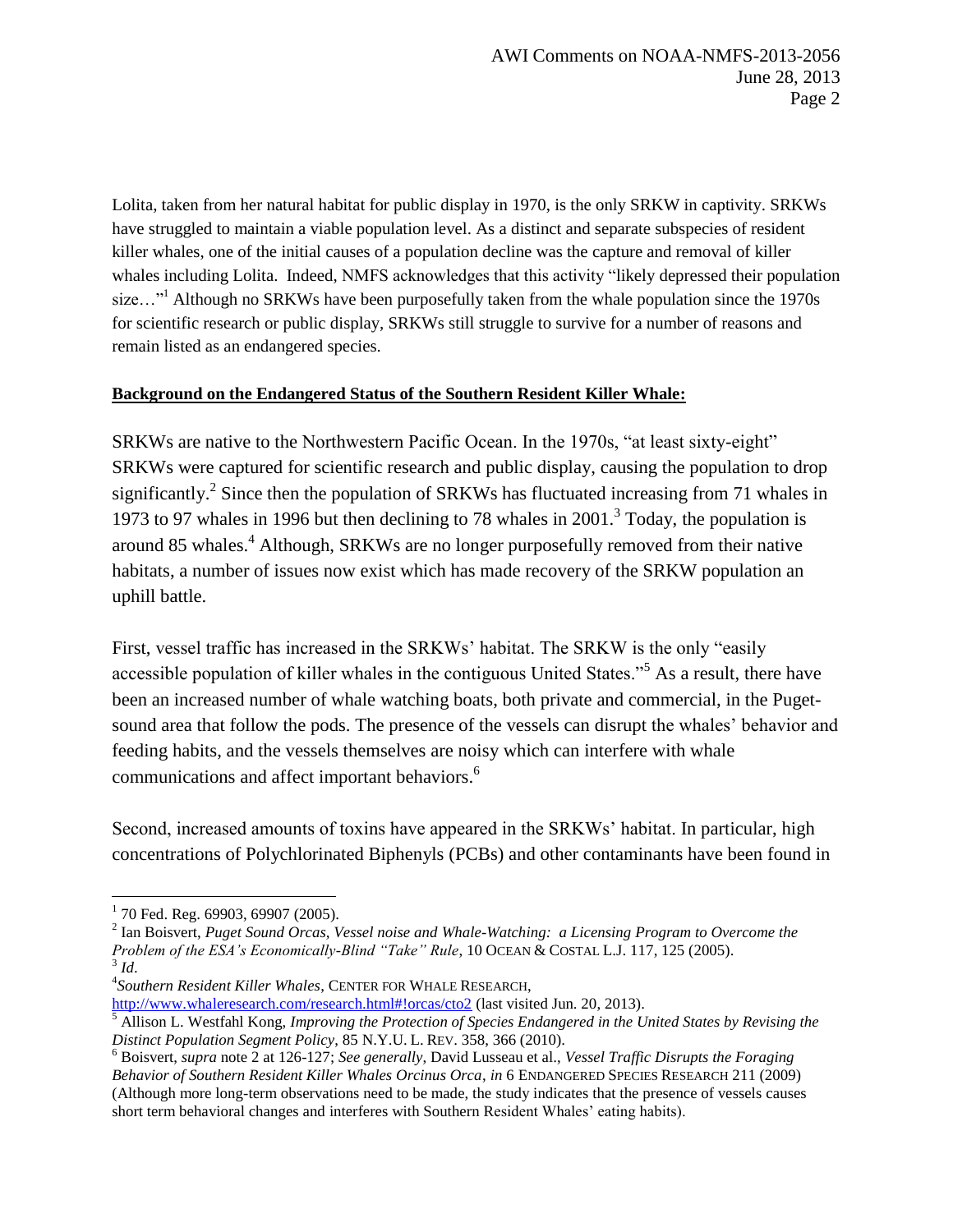Lolita, taken from her natural habitat for public display in 1970, is the only SRKW in captivity. SRKWs have struggled to maintain a viable population level. As a distinct and separate subspecies of resident killer whales, one of the initial causes of a population decline was the capture and removal of killer whales including Lolita. Indeed, NMFS acknowledges that this activity "likely depressed their population size…"[1] Although no SRKWs have been purposefully taken from the whale population since the 1970s for scientific research or public display, SRKWs still struggle to survive for a number of reasons and remain listed as an endangered species.

**Background on the Endangered Status of the Southern Resident Killer Whale:**

SRKWs are native to the Northwestern Pacific Ocean. In the 1970s, "at least sixty-eight" SRKWs were captured for scientific research and public display, causing the population to drop significantly.[2] Since then the population of SRKWs has fluctuated increasing from 71 whales in 1973 to 97 whales in 1996 but then declining to 78 whales in 2001.[3] Today, the population is around 85 whales.[4] Although, SRKWs are no longer purposefully removed from their native habitats, a number of issues now exist which has made recovery of the SRKW population an uphill battle.

First, vessel traffic has increased in the SRKWs' habitat. The SRKW is the only "easily accessible population of killer whales in the contiguous United States."[5] As a result, there have been an increased number of whale watching boats, both private and commercial, in the Puget-sound area that follow the pods. The presence of the vessels can disrupt the whales' behavior and feeding habits, and the vessels themselves are noisy which can interfere with whale communications and affect important behaviors.[6]

Second, increased amounts of toxins have appeared in the SRKWs' habitat. In particular, high concentrations of Polychlorinated Biphenyls (PCBs) and other contaminants have been found in

---

[1] 70 Fed. Reg. 69903, 69907 (2005).

[2] Ian Boisvert, *Puget Sound Orcas, Vessel noise and Whale-Watching: a Licensing Program to Overcome the Problem of the ESA's Economically-Blind "Take" Rule*, 10 OCEAN & COSTAL L.J. 117, 125 (2005).

[3] *Id*.

[4] *Southern Resident Killer Whales*, CENTER FOR WHALE RESEARCH, http://www.whaleresearch.com/research.html#!orcas/cto2 (last visited Jun. 20, 2013).

[5] Allison L. Westfahl Kong, *Improving the Protection of Species Endangered in the United States by Revising the Distinct Population Segment Policy*, 85 N.Y.U. L. REV. 358, 366 (2010).

[6] Boisvert, *supra* note 2 at 126-127; *See generally*, David Lusseau et al., *Vessel Traffic Disrupts the Foraging Behavior of Southern Resident Killer Whales Orcinus Orca*, *in* 6 ENDANGERED SPECIES RESEARCH 211 (2009) (Although more long-term observations need to be made, the study indicates that the presence of vessels causes short term behavioral changes and interferes with Southern Resident Whales' eating habits).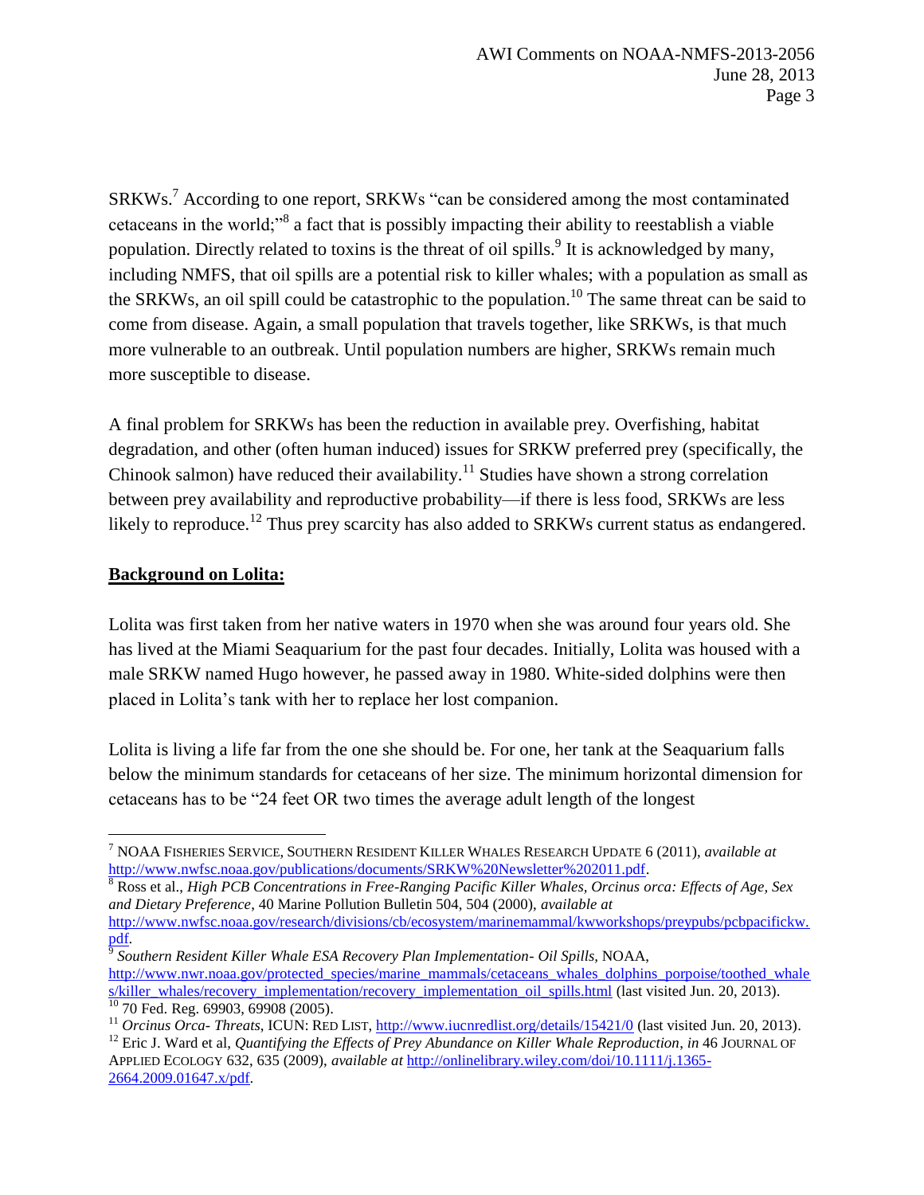SRKWs.[7] According to one report, SRKWs "can be considered among the most contaminated cetaceans in the world;"[8] a fact that is possibly impacting their ability to reestablish a viable population. Directly related to toxins is the threat of oil spills.[9] It is acknowledged by many, including NMFS, that oil spills are a potential risk to killer whales; with a population as small as the SRKWs, an oil spill could be catastrophic to the population.[10] The same threat can be said to come from disease. Again, a small population that travels together, like SRKWs, is that much more vulnerable to an outbreak. Until population numbers are higher, SRKWs remain much more susceptible to disease.

A final problem for SRKWs has been the reduction in available prey. Overfishing, habitat degradation, and other (often human induced) issues for SRKW preferred prey (specifically, the Chinook salmon) have reduced their availability.[11] Studies have shown a strong correlation between prey availability and reproductive probability—if there is less food, SRKWs are less likely to reproduce.[12] Thus prey scarcity has also added to SRKWs current status as endangered.

**Background on Lolita:**

Lolita was first taken from her native waters in 1970 when she was around four years old. She has lived at the Miami Seaquarium for the past four decades. Initially, Lolita was housed with a male SRKW named Hugo however, he passed away in 1980. White-sided dolphins were then placed in Lolita's tank with her to replace her lost companion.

Lolita is living a life far from the one she should be. For one, her tank at the Seaquarium falls below the minimum standards for cetaceans of her size. The minimum horizontal dimension for cetaceans has to be "24 feet OR two times the average adult length of the longest

---

[7] NOAA Fisheries Service, Southern Resident Killer Whales Research Update 6 (2011), *available at* http://www.nwfsc.noaa.gov/publications/documents/SRKW%20Newsletter%202011.pdf.

[8] Ross et al., *High PCB Concentrations in Free-Ranging Pacific Killer Whales, Orcinus orca: Effects of Age, Sex and Dietary Preference*, 40 Marine Pollution Bulletin 504, 504 (2000), *available at* http://www.nwfsc.noaa.gov/research/divisions/cb/ecosystem/marinemammal/kwworkshops/preypubs/pcbpacifickw.pdf.

[9] *Southern Resident Killer Whale ESA Recovery Plan Implementation- Oil Spills,* NOAA, http://www.nwr.noaa.gov/protected_species/marine_mammals/cetaceans_whales_dolphins_porpoise/toothed_whales/killer_whales/recovery_implementation/recovery_implementation_oil_spills.html (last visited Jun. 20, 2013).

[10] 70 Fed. Reg. 69903, 69908 (2005).

[11] *Orcinus Orca- Threats*, ICUN: Red List, http://www.iucnredlist.org/details/15421/0 (last visited Jun. 20, 2013).

[12] Eric J. Ward et al, *Quantifying the Effects of Prey Abundance on Killer Whale Reproduction*, *in* 46 Journal of Applied Ecology 632, 635 (2009), *available at* http://onlinelibrary.wiley.com/doi/10.1111/j.1365-2664.2009.01647.x/pdf.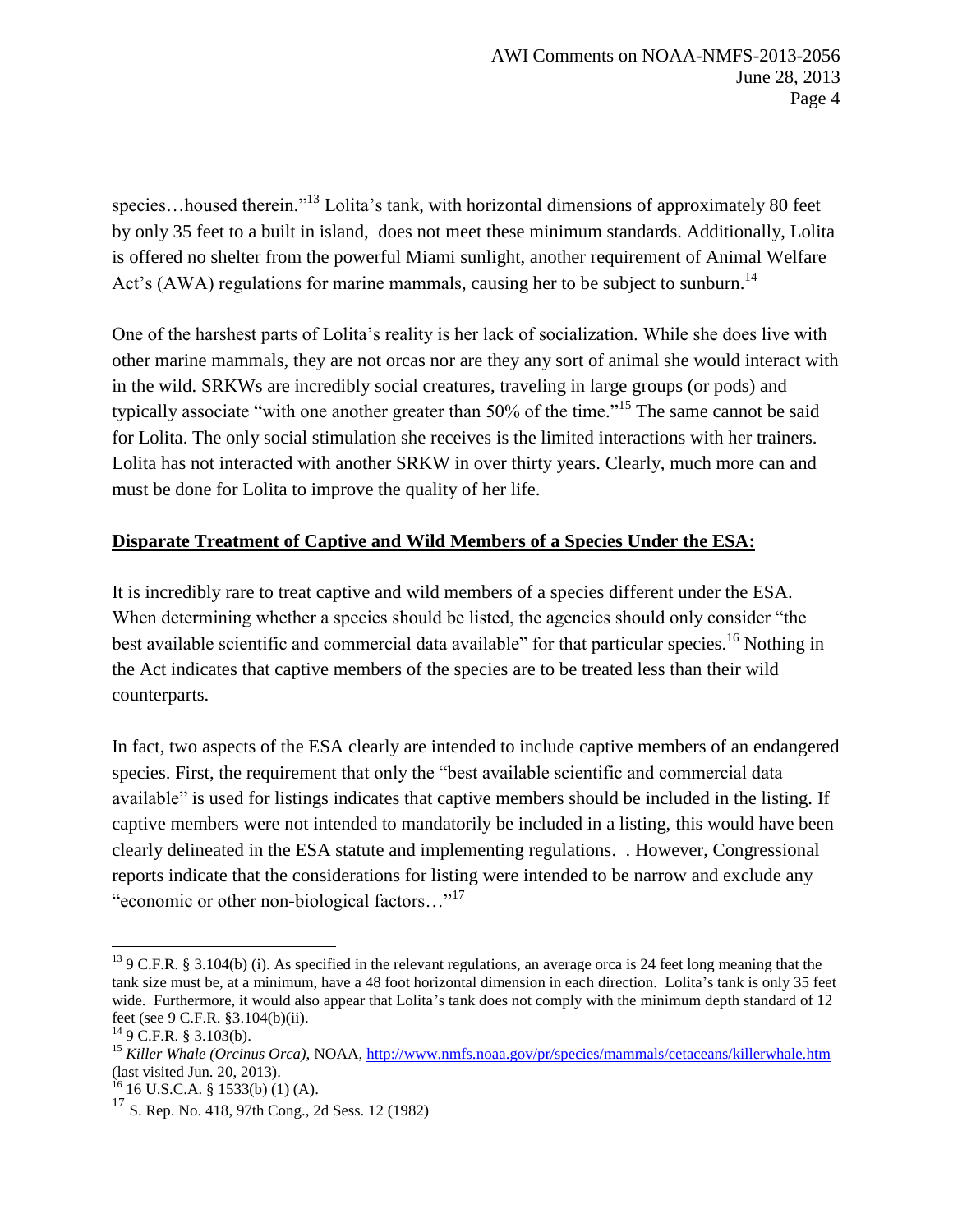species…housed therein."[13] Lolita's tank, with horizontal dimensions of approximately 80 feet by only 35 feet to a built in island, does not meet these minimum standards. Additionally, Lolita is offered no shelter from the powerful Miami sunlight, another requirement of Animal Welfare Act's (AWA) regulations for marine mammals, causing her to be subject to sunburn.[14]

One of the harshest parts of Lolita's reality is her lack of socialization. While she does live with other marine mammals, they are not orcas nor are they any sort of animal she would interact with in the wild. SRKWs are incredibly social creatures, traveling in large groups (or pods) and typically associate "with one another greater than 50% of the time."[15] The same cannot be said for Lolita. The only social stimulation she receives is the limited interactions with her trainers. Lolita has not interacted with another SRKW in over thirty years. Clearly, much more can and must be done for Lolita to improve the quality of her life.

**<u>Disparate Treatment of Captive and Wild Members of a Species Under the ESA:</u>**

It is incredibly rare to treat captive and wild members of a species different under the ESA. When determining whether a species should be listed, the agencies should only consider "the best available scientific and commercial data available" for that particular species.[16] Nothing in the Act indicates that captive members of the species are to be treated less than their wild counterparts.

In fact, two aspects of the ESA clearly are intended to include captive members of an endangered species. First, the requirement that only the "best available scientific and commercial data available" is used for listings indicates that captive members should be included in the listing. If captive members were not intended to mandatorily be included in a listing, this would have been clearly delineated in the ESA statute and implementing regulations. . However, Congressional reports indicate that the considerations for listing were intended to be narrow and exclude any "economic or other non-biological factors…"[17]

---

[13] 9 C.F.R. § 3.104(b) (i). As specified in the relevant regulations, an average orca is 24 feet long meaning that the tank size must be, at a minimum, have a 48 foot horizontal dimension in each direction. Lolita's tank is only 35 feet wide. Furthermore, it would also appear that Lolita's tank does not comply with the minimum depth standard of 12 feet (see 9 C.F.R. §3.104(b)(ii).

[14] 9 C.F.R. § 3.103(b).

[15] *Killer Whale (Orcinus Orca)*, NOAA, http://www.nmfs.noaa.gov/pr/species/mammals/cetaceans/killerwhale.htm (last visited Jun. 20, 2013).

[16] 16 U.S.C.A. § 1533(b) (1) (A).

[17] S. Rep. No. 418, 97th Cong., 2d Sess. 12 (1982)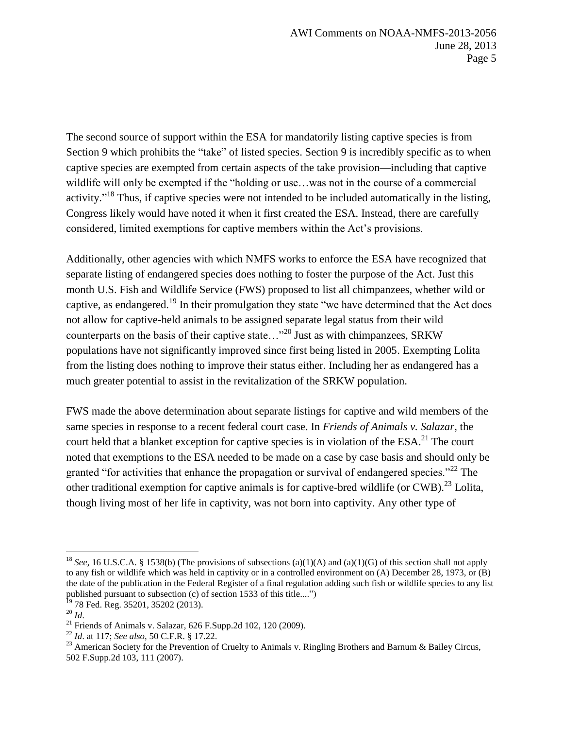The second source of support within the ESA for mandatorily listing captive species is from Section 9 which prohibits the "take" of listed species. Section 9 is incredibly specific as to when captive species are exempted from certain aspects of the take provision—including that captive wildlife will only be exempted if the "holding or use…was not in the course of a commercial activity."[18] Thus, if captive species were not intended to be included automatically in the listing, Congress likely would have noted it when it first created the ESA. Instead, there are carefully considered, limited exemptions for captive members within the Act's provisions.

Additionally, other agencies with which NMFS works to enforce the ESA have recognized that separate listing of endangered species does nothing to foster the purpose of the Act. Just this month U.S. Fish and Wildlife Service (FWS) proposed to list all chimpanzees, whether wild or captive, as endangered.[19] In their promulgation they state "we have determined that the Act does not allow for captive-held animals to be assigned separate legal status from their wild counterparts on the basis of their captive state…"[20] Just as with chimpanzees, SRKW populations have not significantly improved since first being listed in 2005. Exempting Lolita from the listing does nothing to improve their status either. Including her as endangered has a much greater potential to assist in the revitalization of the SRKW population.

FWS made the above determination about separate listings for captive and wild members of the same species in response to a recent federal court case. In *Friends of Animals v. Salazar*, the court held that a blanket exception for captive species is in violation of the ESA.[21] The court noted that exemptions to the ESA needed to be made on a case by case basis and should only be granted "for activities that enhance the propagation or survival of endangered species."[22] The other traditional exemption for captive animals is for captive-bred wildlife (or CWB).[23] Lolita, though living most of her life in captivity, was not born into captivity. Any other type of

---

[18] *See*, 16 U.S.C.A. § 1538(b) (The provisions of subsections (a)(1)(A) and (a)(1)(G) of this section shall not apply to any fish or wildlife which was held in captivity or in a controlled environment on (A) December 28, 1973, or (B) the date of the publication in the Federal Register of a final regulation adding such fish or wildlife species to any list published pursuant to subsection (c) of section 1533 of this title....")

[19] 78 Fed. Reg. 35201, 35202 (2013).

[20] *Id*.

[21] Friends of Animals v. Salazar, 626 F.Supp.2d 102, 120 (2009).

[22] *Id*. at 117; *See also*, 50 C.F.R. § 17.22.

[23] American Society for the Prevention of Cruelty to Animals v. Ringling Brothers and Barnum & Bailey Circus, 502 F.Supp.2d 103, 111 (2007).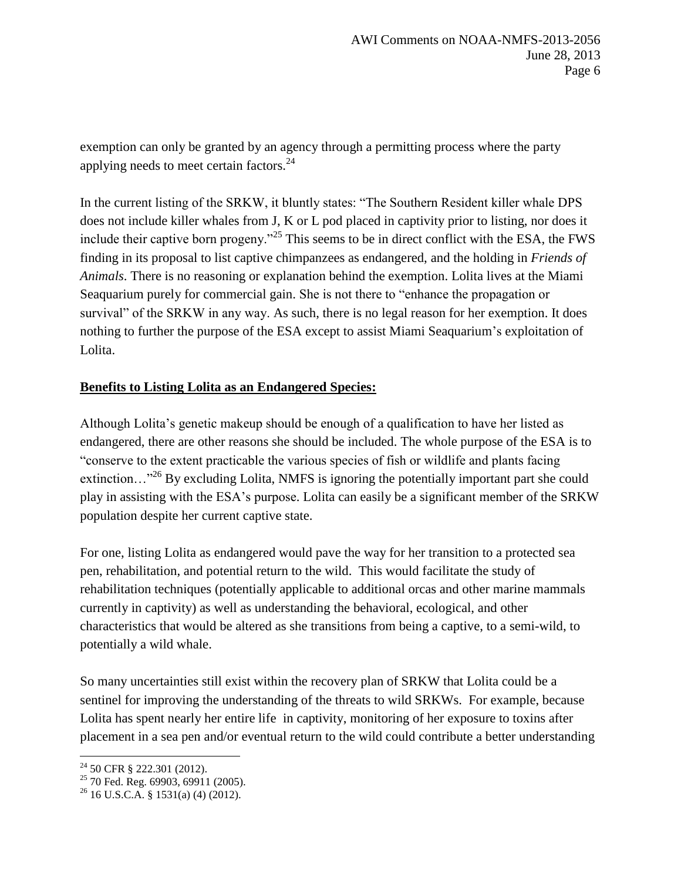exemption can only be granted by an agency through a permitting process where the party applying needs to meet certain factors.[24]

In the current listing of the SRKW, it bluntly states: "The Southern Resident killer whale DPS does not include killer whales from J, K or L pod placed in captivity prior to listing, nor does it include their captive born progeny."[25] This seems to be in direct conflict with the ESA, the FWS finding in its proposal to list captive chimpanzees as endangered, and the holding in *Friends of Animals*. There is no reasoning or explanation behind the exemption. Lolita lives at the Miami Seaquarium purely for commercial gain. She is not there to "enhance the propagation or survival" of the SRKW in any way. As such, there is no legal reason for her exemption. It does nothing to further the purpose of the ESA except to assist Miami Seaquarium's exploitation of Lolita.

**<u>Benefits to Listing Lolita as an Endangered Species:</u>**

Although Lolita's genetic makeup should be enough of a qualification to have her listed as endangered, there are other reasons she should be included. The whole purpose of the ESA is to "conserve to the extent practicable the various species of fish or wildlife and plants facing extinction…"[26] By excluding Lolita, NMFS is ignoring the potentially important part she could play in assisting with the ESA's purpose. Lolita can easily be a significant member of the SRKW population despite her current captive state.

For one, listing Lolita as endangered would pave the way for her transition to a protected sea pen, rehabilitation, and potential return to the wild. This would facilitate the study of rehabilitation techniques (potentially applicable to additional orcas and other marine mammals currently in captivity) as well as understanding the behavioral, ecological, and other characteristics that would be altered as she transitions from being a captive, to a semi-wild, to potentially a wild whale.

So many uncertainties still exist within the recovery plan of SRKW that Lolita could be a sentinel for improving the understanding of the threats to wild SRKWs. For example, because Lolita has spent nearly her entire life in captivity, monitoring of her exposure to toxins after placement in a sea pen and/or eventual return to the wild could contribute a better understanding

---

[24] 50 CFR § 222.301 (2012).

[25] 70 Fed. Reg. 69903, 69911 (2005).

[26] 16 U.S.C.A. § 1531(a) (4) (2012).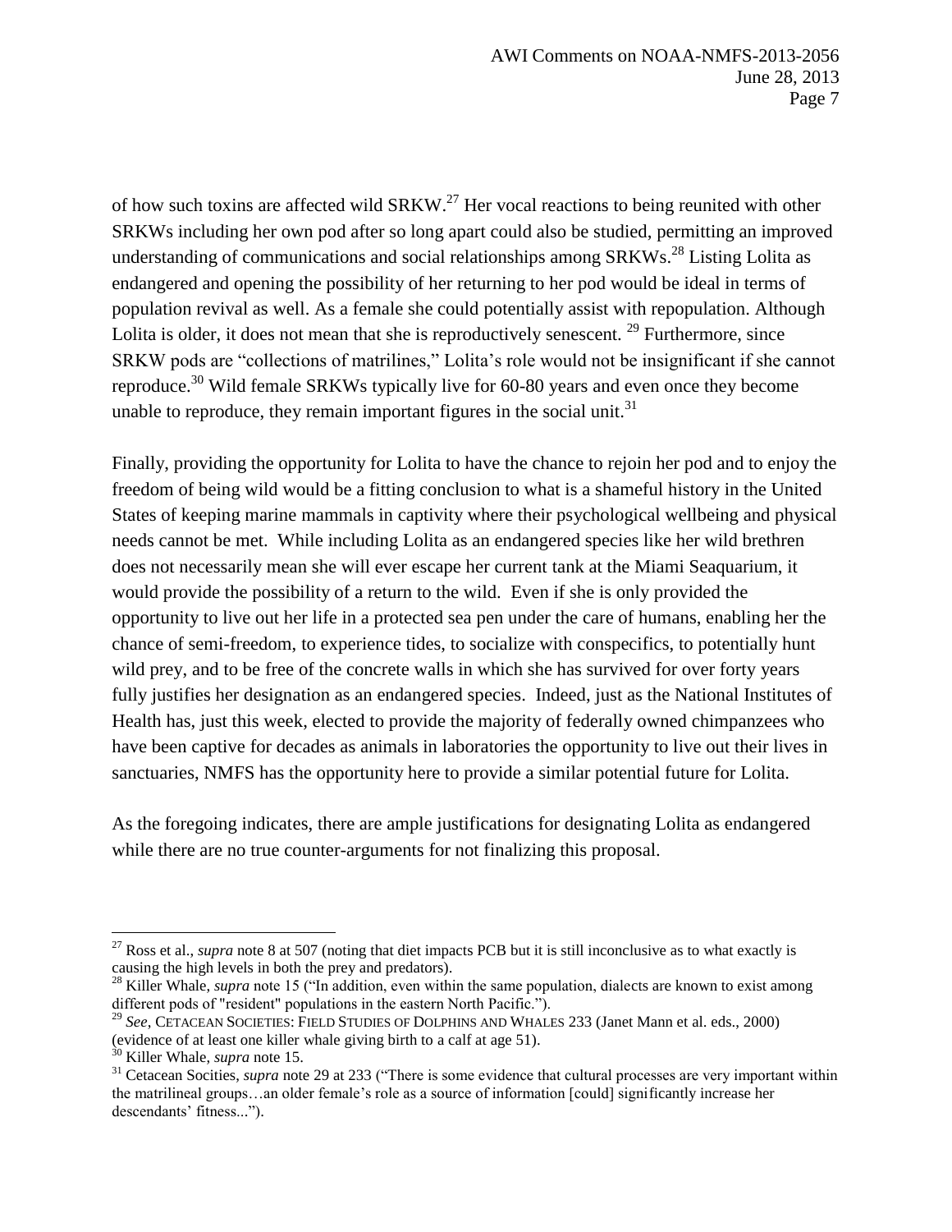of how such toxins are affected wild SRKW.[27] Her vocal reactions to being reunited with other SRKWs including her own pod after so long apart could also be studied, permitting an improved understanding of communications and social relationships among SRKWs.[28] Listing Lolita as endangered and opening the possibility of her returning to her pod would be ideal in terms of population revival as well. As a female she could potentially assist with repopulation. Although Lolita is older, it does not mean that she is reproductively senescent. [29] Furthermore, since SRKW pods are "collections of matrilines," Lolita's role would not be insignificant if she cannot reproduce.[30] Wild female SRKWs typically live for 60-80 years and even once they become unable to reproduce, they remain important figures in the social unit.[31]

Finally, providing the opportunity for Lolita to have the chance to rejoin her pod and to enjoy the freedom of being wild would be a fitting conclusion to what is a shameful history in the United States of keeping marine mammals in captivity where their psychological wellbeing and physical needs cannot be met. While including Lolita as an endangered species like her wild brethren does not necessarily mean she will ever escape her current tank at the Miami Seaquarium, it would provide the possibility of a return to the wild. Even if she is only provided the opportunity to live out her life in a protected sea pen under the care of humans, enabling her the chance of semi-freedom, to experience tides, to socialize with conspecifics, to potentially hunt wild prey, and to be free of the concrete walls in which she has survived for over forty years fully justifies her designation as an endangered species. Indeed, just as the National Institutes of Health has, just this week, elected to provide the majority of federally owned chimpanzees who have been captive for decades as animals in laboratories the opportunity to live out their lives in sanctuaries, NMFS has the opportunity here to provide a similar potential future for Lolita.

As the foregoing indicates, there are ample justifications for designating Lolita as endangered while there are no true counter-arguments for not finalizing this proposal.

---

[27] Ross et al., *supra* note 8 at 507 (noting that diet impacts PCB but it is still inconclusive as to what exactly is causing the high levels in both the prey and predators).

[28] Killer Whale, *supra* note 15 ("In addition, even within the same population, dialects are known to exist among different pods of "resident" populations in the eastern North Pacific.").

[29] *See*, CETACEAN SOCIETIES: FIELD STUDIES OF DOLPHINS AND WHALES 233 (Janet Mann et al. eds., 2000) (evidence of at least one killer whale giving birth to a calf at age 51).

[30] Killer Whale, *supra* note 15.

[31] Cetacean Socities, *supra* note 29 at 233 ("There is some evidence that cultural processes are very important within the matrilineal groups…an older female's role as a source of information [could] significantly increase her descendants' fitness...").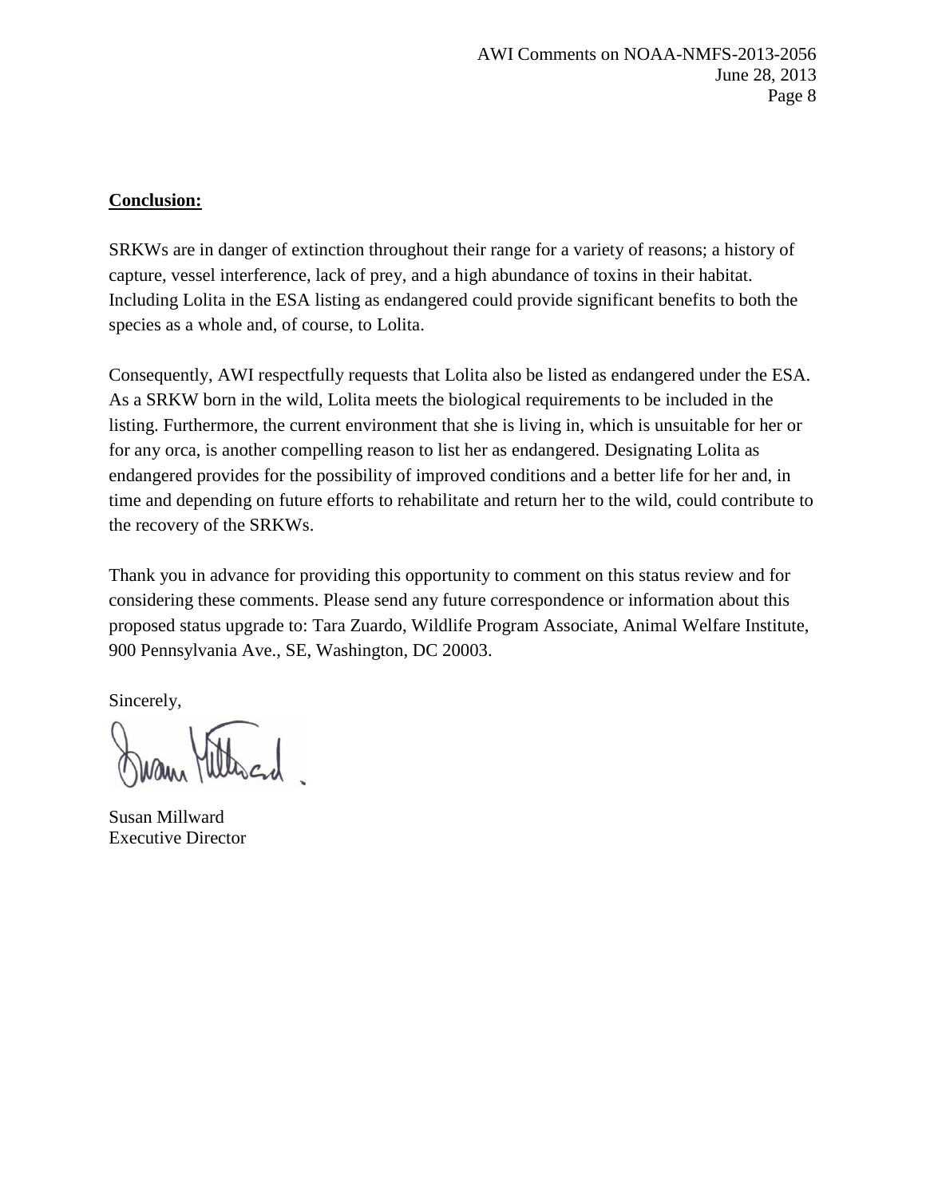**Conclusion:**

SRKWs are in danger of extinction throughout their range for a variety of reasons; a history of capture, vessel interference, lack of prey, and a high abundance of toxins in their habitat. Including Lolita in the ESA listing as endangered could provide significant benefits to both the species as a whole and, of course, to Lolita.

Consequently, AWI respectfully requests that Lolita also be listed as endangered under the ESA. As a SRKW born in the wild, Lolita meets the biological requirements to be included in the listing. Furthermore, the current environment that she is living in, which is unsuitable for her or for any orca, is another compelling reason to list her as endangered. Designating Lolita as endangered provides for the possibility of improved conditions and a better life for her and, in time and depending on future efforts to rehabilitate and return her to the wild, could contribute to the recovery of the SRKWs.

Thank you in advance for providing this opportunity to comment on this status review and for considering these comments. Please send any future correspondence or information about this proposed status upgrade to: Tara Zuardo, Wildlife Program Associate, Animal Welfare Institute, 900 Pennsylvania Ave., SE, Washington, DC 20003.

Sincerely,

Susan Millward
Executive Director